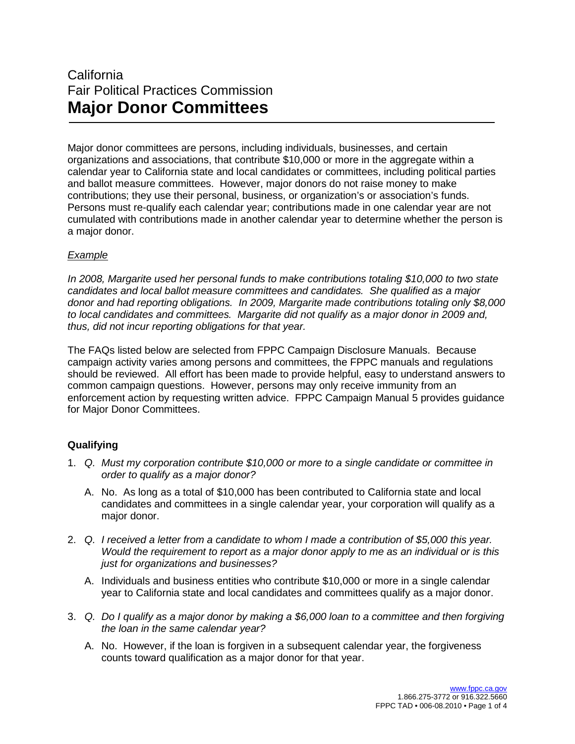California
Fair Political Practices Commission

# Major Donor Committees

Major donor committees are persons, including individuals, businesses, and certain organizations and associations, that contribute $10,000 or more in the aggregate within a calendar year to California state and local candidates or committees, including political parties and ballot measure committees. However, major donors do not raise money to make contributions; they use their personal, business, or organization's or association's funds. Persons must re-qualify each calendar year; contributions made in one calendar year are not cumulated with contributions made in another calendar year to determine whether the person is a major donor.

*Example*

*In 2008, Margarite used her personal funds to make contributions totaling $10,000 to two state candidates and local ballot measure committees and candidates. She qualified as a major donor and had reporting obligations. In 2009, Margarite made contributions totaling only $8,000 to local candidates and committees. Margarite did not qualify as a major donor in 2009 and, thus, did not incur reporting obligations for that year.*

The FAQs listed below are selected from FPPC Campaign Disclosure Manuals. Because campaign activity varies among persons and committees, the FPPC manuals and regulations should be reviewed. All effort has been made to provide helpful, easy to understand answers to common campaign questions. However, persons may only receive immunity from an enforcement action by requesting written advice. FPPC Campaign Manual 5 provides guidance for Major Donor Committees.

### Qualifying

1. *Q. Must my corporation contribute $10,000 or more to a single candidate or committee in order to qualify as a major donor?*

   A. No. As long as a total of $10,000 has been contributed to California state and local candidates and committees in a single calendar year, your corporation will qualify as a major donor.

2. *Q. I received a letter from a candidate to whom I made a contribution of $5,000 this year. Would the requirement to report as a major donor apply to me as an individual or is this just for organizations and businesses?*

   A. Individuals and business entities who contribute $10,000 or more in a single calendar year to California state and local candidates and committees qualify as a major donor.

3. *Q. Do I qualify as a major donor by making a $6,000 loan to a committee and then forgiving the loan in the same calendar year?*

   A. No. However, if the loan is forgiven in a subsequent calendar year, the forgiveness counts toward qualification as a major donor for that year.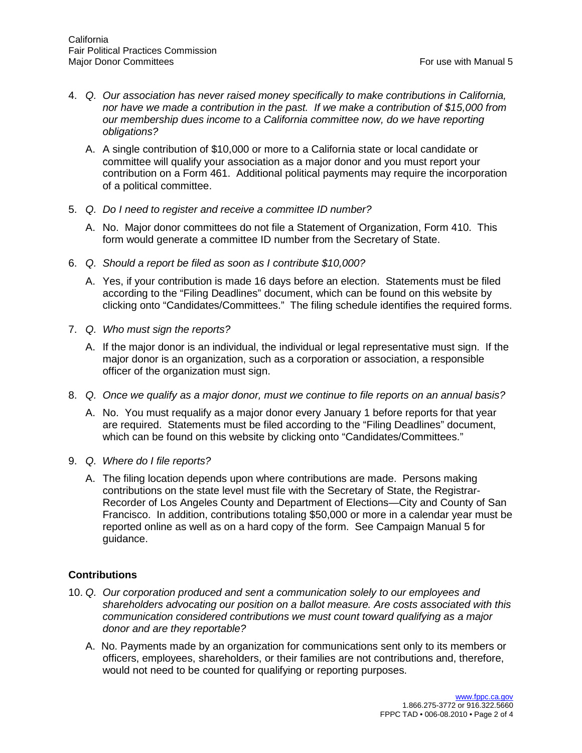4. *Q. Our association has never raised money specifically to make contributions in California, nor have we made a contribution in the past. If we make a contribution of $15,000 from our membership dues income to a California committee now, do we have reporting obligations?*

   A. A single contribution of $10,000 or more to a California state or local candidate or committee will qualify your association as a major donor and you must report your contribution on a Form 461. Additional political payments may require the incorporation of a political committee.

5. *Q. Do I need to register and receive a committee ID number?*

   A. No. Major donor committees do not file a Statement of Organization, Form 410. This form would generate a committee ID number from the Secretary of State.

6. *Q. Should a report be filed as soon as I contribute $10,000?*

   A. Yes, if your contribution is made 16 days before an election. Statements must be filed according to the "Filing Deadlines" document, which can be found on this website by clicking onto "Candidates/Committees." The filing schedule identifies the required forms.

7. *Q. Who must sign the reports?*

   A. If the major donor is an individual, the individual or legal representative must sign. If the major donor is an organization, such as a corporation or association, a responsible officer of the organization must sign.

8. *Q. Once we qualify as a major donor, must we continue to file reports on an annual basis?*

   A. No. You must requalify as a major donor every January 1 before reports for that year are required. Statements must be filed according to the "Filing Deadlines" document, which can be found on this website by clicking onto "Candidates/Committees."

9. *Q. Where do I file reports?*

   A. The filing location depends upon where contributions are made. Persons making contributions on the state level must file with the Secretary of State, the Registrar-Recorder of Los Angeles County and Department of Elections—City and County of San Francisco. In addition, contributions totaling $50,000 or more in a calendar year must be reported online as well as on a hard copy of the form. See Campaign Manual 5 for guidance.

## Contributions

10. *Q. Our corporation produced and sent a communication solely to our employees and shareholders advocating our position on a ballot measure. Are costs associated with this communication considered contributions we must count toward qualifying as a major donor and are they reportable?*

    A. No. Payments made by an organization for communications sent only to its members or officers, employees, shareholders, or their families are not contributions and, therefore, would not need to be counted for qualifying or reporting purposes.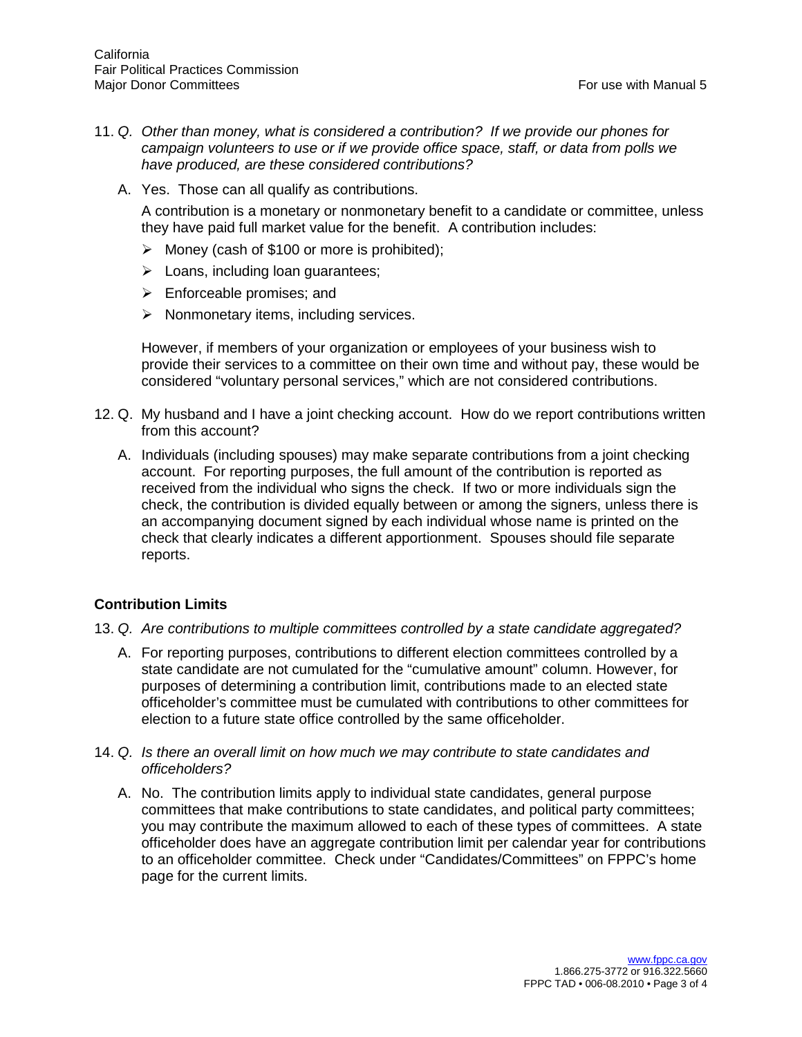11. *Q. Other than money, what is considered a contribution? If we provide our phones for campaign volunteers to use or if we provide office space, staff, or data from polls we have produced, are these considered contributions?*

    A. Yes. Those can all qualify as contributions.

    A contribution is a monetary or nonmonetary benefit to a candidate or committee, unless they have paid full market value for the benefit. A contribution includes:

    - Money (cash of $100 or more is prohibited);
    - Loans, including loan guarantees;
    - Enforceable promises; and
    - Nonmonetary items, including services.

    However, if members of your organization or employees of your business wish to provide their services to a committee on their own time and without pay, these would be considered "voluntary personal services," which are not considered contributions.

12. Q. My husband and I have a joint checking account. How do we report contributions written from this account?

    A. Individuals (including spouses) may make separate contributions from a joint checking account. For reporting purposes, the full amount of the contribution is reported as received from the individual who signs the check. If two or more individuals sign the check, the contribution is divided equally between or among the signers, unless there is an accompanying document signed by each individual whose name is printed on the check that clearly indicates a different apportionment. Spouses should file separate reports.

## Contribution Limits

13. *Q. Are contributions to multiple committees controlled by a state candidate aggregated?*

    A. For reporting purposes, contributions to different election committees controlled by a state candidate are not cumulated for the "cumulative amount" column. However, for purposes of determining a contribution limit, contributions made to an elected state officeholder's committee must be cumulated with contributions to other committees for election to a future state office controlled by the same officeholder.

14. *Q. Is there an overall limit on how much we may contribute to state candidates and officeholders?*

    A. No. The contribution limits apply to individual state candidates, general purpose committees that make contributions to state candidates, and political party committees; you may contribute the maximum allowed to each of these types of committees. A state officeholder does have an aggregate contribution limit per calendar year for contributions to an officeholder committee. Check under "Candidates/Committees" on FPPC's home page for the current limits.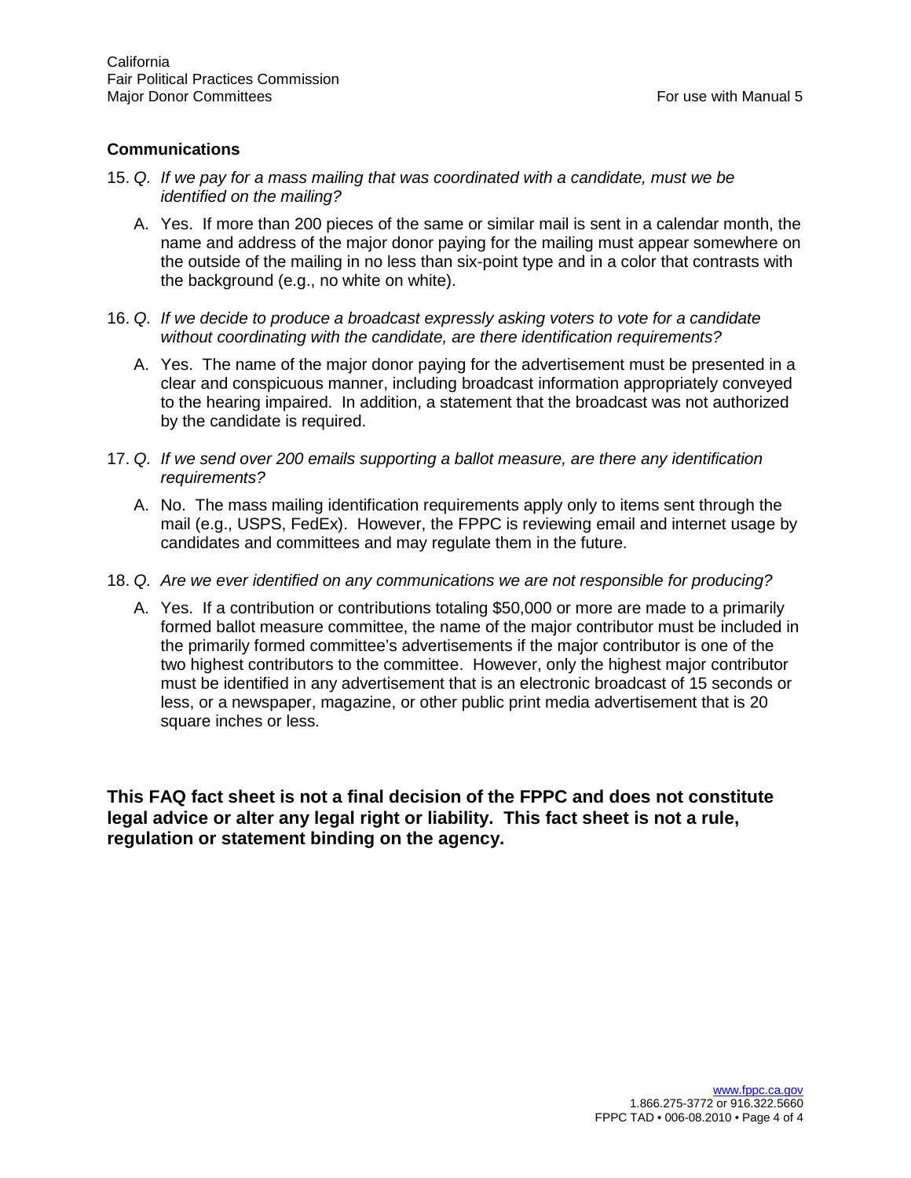## Communications

15. *Q. If we pay for a mass mailing that was coordinated with a candidate, must we be identified on the mailing?*

    A. Yes. If more than 200 pieces of the same or similar mail is sent in a calendar month, the name and address of the major donor paying for the mailing must appear somewhere on the outside of the mailing in no less than six-point type and in a color that contrasts with the background (e.g., no white on white).

16. *Q. If we decide to produce a broadcast expressly asking voters to vote for a candidate without coordinating with the candidate, are there identification requirements?*

    A. Yes. The name of the major donor paying for the advertisement must be presented in a clear and conspicuous manner, including broadcast information appropriately conveyed to the hearing impaired. In addition, a statement that the broadcast was not authorized by the candidate is required.

17. *Q. If we send over 200 emails supporting a ballot measure, are there any identification requirements?*

    A. No. The mass mailing identification requirements apply only to items sent through the mail (e.g., USPS, FedEx). However, the FPPC is reviewing email and internet usage by candidates and committees and may regulate them in the future.

18. *Q. Are we ever identified on any communications we are not responsible for producing?*

    A. Yes. If a contribution or contributions totaling $50,000 or more are made to a primarily formed ballot measure committee, the name of the major contributor must be included in the primarily formed committee's advertisements if the major contributor is one of the two highest contributors to the committee. However, only the highest major contributor must be identified in any advertisement that is an electronic broadcast of 15 seconds or less, or a newspaper, magazine, or other public print media advertisement that is 20 square inches or less.

**This FAQ fact sheet is not a final decision of the FPPC and does not constitute legal advice or alter any legal right or liability. This fact sheet is not a rule, regulation or statement binding on the agency.**

www.fppc.ca.gov
1.866.275-3772 or 916.322.5660
FPPC TAD • 006-08.2010